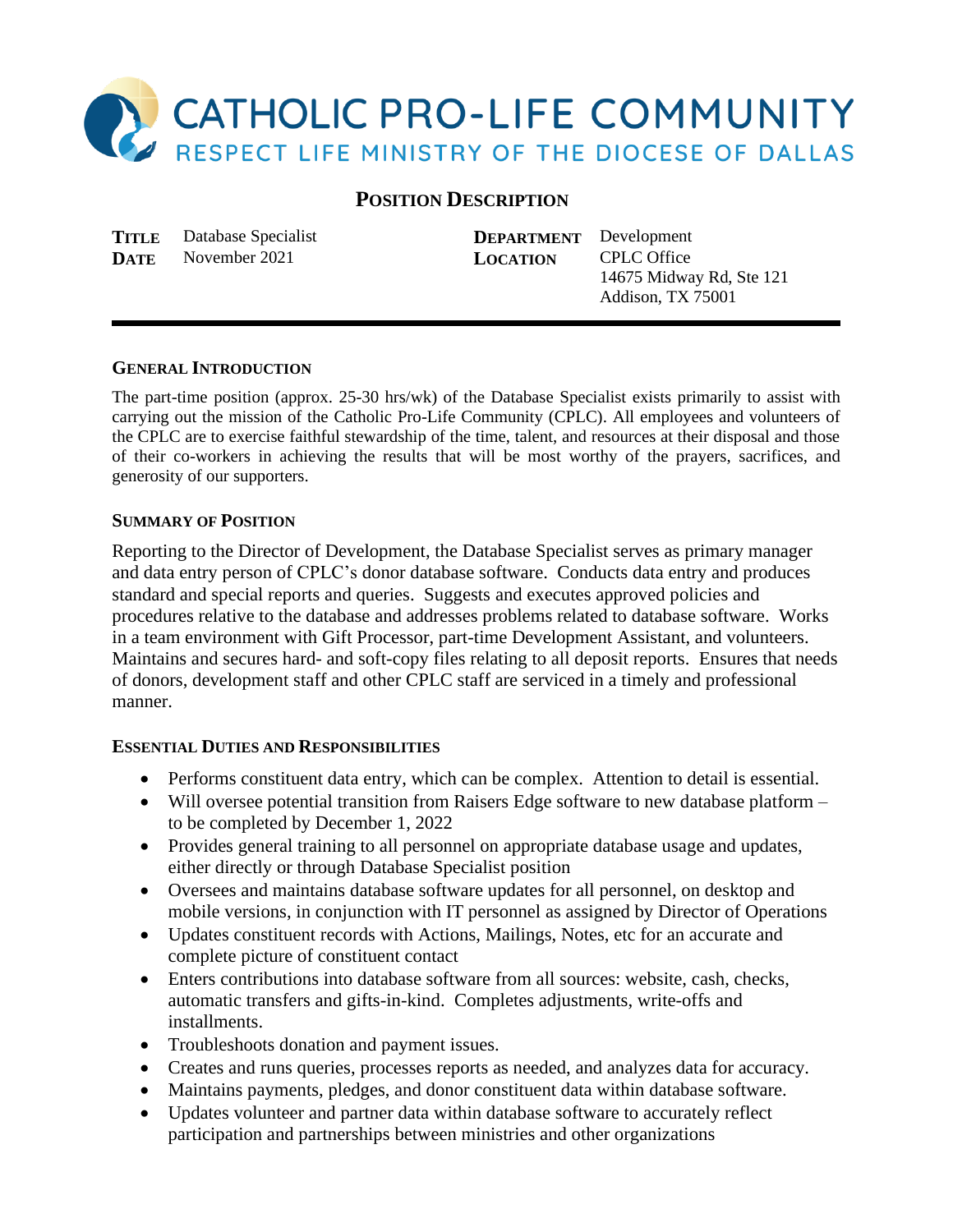# CATHOLIC PRO-LIFE COMMUNITY

RESPECT LIFE MINISTRY OF THE DIOCESE OF DALLAS

## POSITION DESCRIPTION

| | | | |
|---|---|---|---|
| **TITLE** | Database Specialist | **DEPARTMENT** | Development |
| **DATE** | November 2021 | **LOCATION** | CPLC Office<br>14675 Midway Rd, Ste 121<br>Addison, TX 75001 |

---

### GENERAL INTRODUCTION

The part-time position (approx. 25-30 hrs/wk) of the Database Specialist exists primarily to assist with carrying out the mission of the Catholic Pro-Life Community (CPLC). All employees and volunteers of the CPLC are to exercise faithful stewardship of the time, talent, and resources at their disposal and those of their co-workers in achieving the results that will be most worthy of the prayers, sacrifices, and generosity of our supporters.

### SUMMARY OF POSITION

Reporting to the Director of Development, the Database Specialist serves as primary manager and data entry person of CPLC's donor database software. Conducts data entry and produces standard and special reports and queries. Suggests and executes approved policies and procedures relative to the database and addresses problems related to database software. Works in a team environment with Gift Processor, part-time Development Assistant, and volunteers. Maintains and secures hard- and soft-copy files relating to all deposit reports. Ensures that needs of donors, development staff and other CPLC staff are serviced in a timely and professional manner.

### ESSENTIAL DUTIES AND RESPONSIBILITIES

- Performs constituent data entry, which can be complex. Attention to detail is essential.
- Will oversee potential transition from Raisers Edge software to new database platform – to be completed by December 1, 2022
- Provides general training to all personnel on appropriate database usage and updates, either directly or through Database Specialist position
- Oversees and maintains database software updates for all personnel, on desktop and mobile versions, in conjunction with IT personnel as assigned by Director of Operations
- Updates constituent records with Actions, Mailings, Notes, etc for an accurate and complete picture of constituent contact
- Enters contributions into database software from all sources: website, cash, checks, automatic transfers and gifts-in-kind. Completes adjustments, write-offs and installments.
- Troubleshoots donation and payment issues.
- Creates and runs queries, processes reports as needed, and analyzes data for accuracy.
- Maintains payments, pledges, and donor constituent data within database software.
- Updates volunteer and partner data within database software to accurately reflect participation and partnerships between ministries and other organizations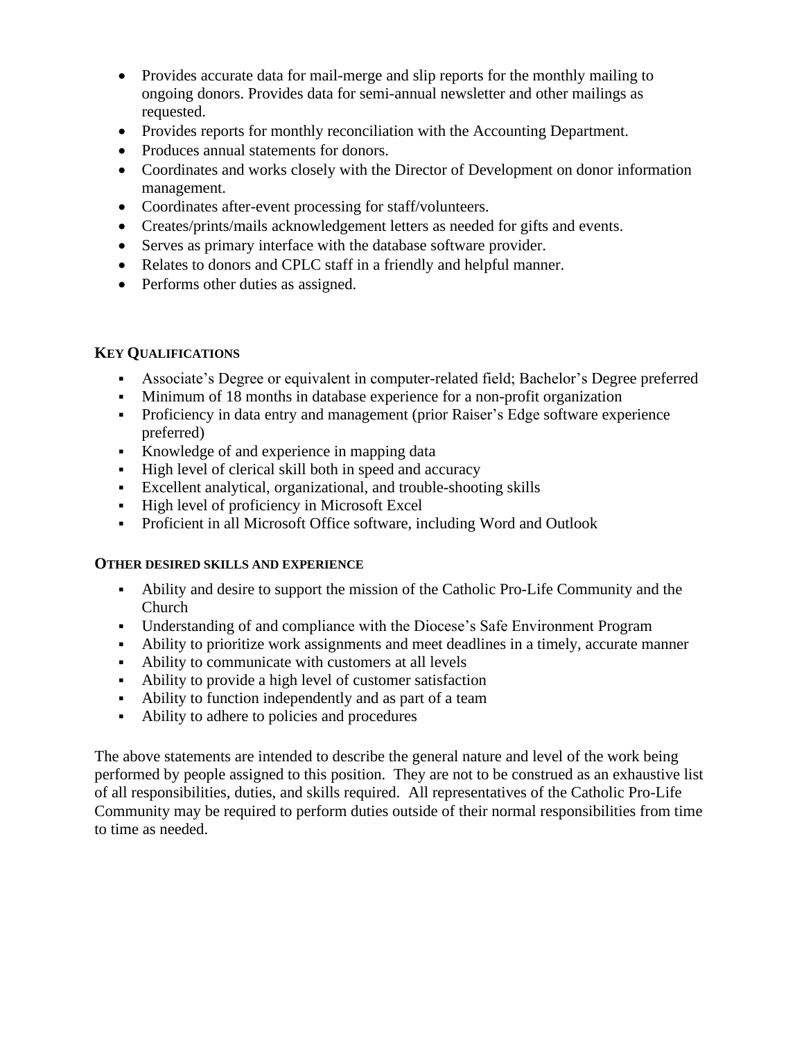- Provides accurate data for mail-merge and slip reports for the monthly mailing to ongoing donors. Provides data for semi-annual newsletter and other mailings as requested.
- Provides reports for monthly reconciliation with the Accounting Department.
- Produces annual statements for donors.
- Coordinates and works closely with the Director of Development on donor information management.
- Coordinates after-event processing for staff/volunteers.
- Creates/prints/mails acknowledgement letters as needed for gifts and events.
- Serves as primary interface with the database software provider.
- Relates to donors and CPLC staff in a friendly and helpful manner.
- Performs other duties as assigned.

#### KEY QUALIFICATIONS

- Associate's Degree or equivalent in computer-related field; Bachelor's Degree preferred
- Minimum of 18 months in database experience for a non-profit organization
- Proficiency in data entry and management (prior Raiser's Edge software experience preferred)
- Knowledge of and experience in mapping data
- High level of clerical skill both in speed and accuracy
- Excellent analytical, organizational, and trouble-shooting skills
- High level of proficiency in Microsoft Excel
- Proficient in all Microsoft Office software, including Word and Outlook

#### OTHER DESIRED SKILLS AND EXPERIENCE

- Ability and desire to support the mission of the Catholic Pro-Life Community and the Church
- Understanding of and compliance with the Diocese's Safe Environment Program
- Ability to prioritize work assignments and meet deadlines in a timely, accurate manner
- Ability to communicate with customers at all levels
- Ability to provide a high level of customer satisfaction
- Ability to function independently and as part of a team
- Ability to adhere to policies and procedures

The above statements are intended to describe the general nature and level of the work being performed by people assigned to this position. They are not to be construed as an exhaustive list of all responsibilities, duties, and skills required. All representatives of the Catholic Pro-Life Community may be required to perform duties outside of their normal responsibilities from time to time as needed.